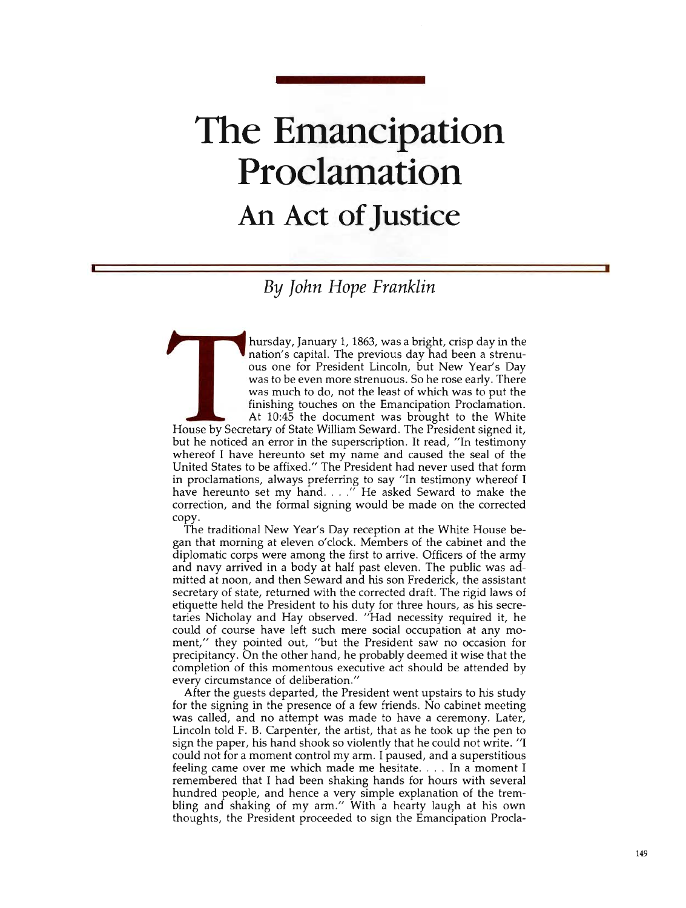# The Emancipation Proclamation

## An Act of Justice

*By John Hope Franklin*

Thursday, January 1, 1863, was a bright, crisp day in the nation's capital. The previous day had been a strenuous one for President Lincoln, but New Year's Day was to be even more strenuous. So he rose early. There was much to do, not the least of which was to put the finishing touches on the Emancipation Proclamation. At 10:45 the document was brought to the White House by Secretary of State William Seward. The President signed it, but he noticed an error in the superscription. It read, "In testimony whereof I have hereunto set my name and caused the seal of the United States to be affixed." The President had never used that form in proclamations, always preferring to say "In testimony whereof I have hereunto set my hand. . . ." He asked Seward to make the correction, and the formal signing would be made on the corrected copy.

The traditional New Year's Day reception at the White House began that morning at eleven o'clock. Members of the cabinet and the diplomatic corps were among the first to arrive. Officers of the army and navy arrived in a body at half past eleven. The public was admitted at noon, and then Seward and his son Frederick, the assistant secretary of state, returned with the corrected draft. The rigid laws of etiquette held the President to his duty for three hours, as his secretaries Nicholay and Hay observed. "Had necessity required it, he could of course have left such mere social occupation at any moment," they pointed out, "but the President saw no occasion for precipitancy. On the other hand, he probably deemed it wise that the completion of this momentous executive act should be attended by every circumstance of deliberation."

After the guests departed, the President went upstairs to his study for the signing in the presence of a few friends. No cabinet meeting was called, and no attempt was made to have a ceremony. Later, Lincoln told F. B. Carpenter, the artist, that as he took up the pen to sign the paper, his hand shook so violently that he could not write. "I could not for a moment control my arm. I paused, and a superstitious feeling came over me which made me hesitate. . . . In a moment I remembered that I had been shaking hands for hours with several hundred people, and hence a very simple explanation of the trembling and shaking of my arm." With a hearty laugh at his own thoughts, the President proceeded to sign the Emancipation Procla-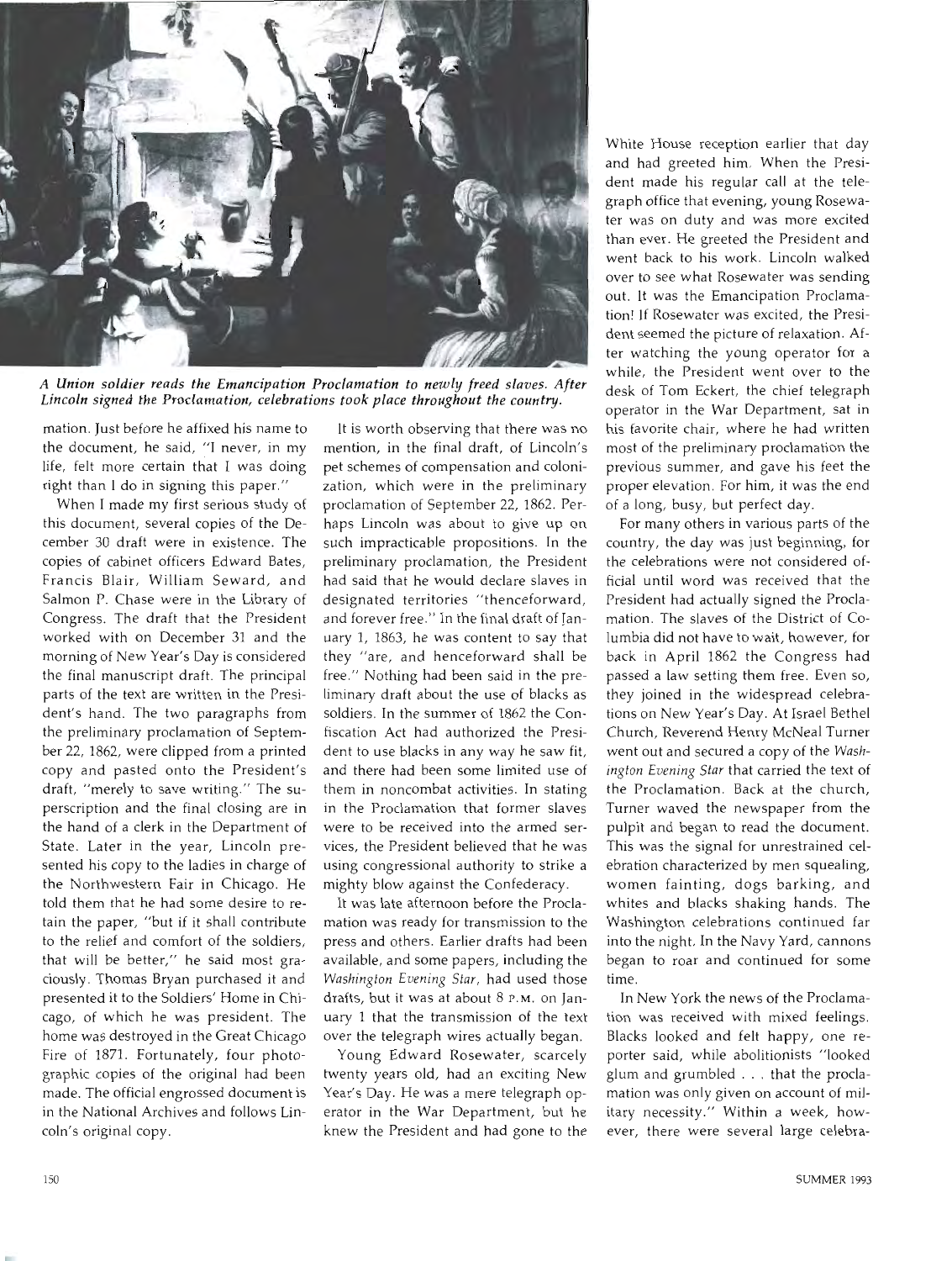*A Union soldier reads the Emancipation Proclamation to newly freed slaves. After Lincoln signed the Proclamation, celebrations took place throughout the country.*

mation. Just before he affixed his name to the document, he said, "I never, in my life, felt more certain that I was doing right than I do in signing this paper."

When I made my first serious study of this document, several copies of the December 30 draft were in existence. The copies of cabinet officers Edward Bates, Francis Blair, William Seward, and Salmon P. Chase were in the Library of Congress. The draft that the President worked with on December 31 and the morning of New Year's Day is considered the final manuscript draft. The principal parts of the text are written in the President's hand. The two paragraphs from the preliminary proclamation of September 22, 1862, were clipped from a printed copy and pasted onto the President's draft, "merely to save writing." The superscription and the final closing are in the hand of a clerk in the Department of State. Later in the year, Lincoln presented his copy to the ladies in charge of the Northwestern Fair in Chicago. He told them that he had some desire to retain the paper, "but if it shall contribute to the relief and comfort of the soldiers, that will be better," he said most graciously. Thomas Bryan purchased it and presented it to the Soldiers' Home in Chicago, of which he was president. The home was destroyed in the Great Chicago Fire of 1871. Fortunately, four photographic copies of the original had been made. The official engrossed document is in the National Archives and follows Lincoln's original copy.

It is worth observing that there was no mention, in the final draft, of Lincoln's pet schemes of compensation and colonization, which were in the preliminary proclamation of September 22, 1862. Perhaps Lincoln was about to give up on such impracticable propositions. In the preliminary proclamation, the President had said that he would declare slaves in designated territories "thenceforward, and forever free." In the final draft of January 1, 1863, he was content to say that they "are, and henceforward shall be free." Nothing had been said in the preliminary draft about the use of blacks as soldiers. In the summer of 1862 the Confiscation Act had authorized the President to use blacks in any way he saw fit, and there had been some limited use of them in noncombat activities. In stating in the Proclamation that former slaves were to be received into the armed services, the President believed that he was using congressional authority to strike a mighty blow against the Confederacy.

It was late afternoon before the Proclamation was ready for transmission to the press and others. Earlier drafts had been available, and some papers, including the *Washington Evening Star*, had used those drafts, but it was at about 8 P.M. on January 1 that the transmission of the text over the telegraph wires actually began.

Young Edward Rosewater, scarcely twenty years old, had an exciting New Year's Day. He was a mere telegraph operator in the War Department, but he knew the President and had gone to the White House reception earlier that day and had greeted him. When the President made his regular call at the telegraph office that evening, young Rosewater was on duty and was more excited than ever. He greeted the President and went back to his work. Lincoln walked over to see what Rosewater was sending out. It was the Emancipation Proclamation! If Rosewater was excited, the President seemed the picture of relaxation. After watching the young operator for a while, the President went over to the desk of Tom Eckert, the chief telegraph operator in the War Department, sat in his favorite chair, where he had written most of the preliminary proclamation the previous summer, and gave his feet the proper elevation. For him, it was the end of a long, busy, but perfect day.

For many others in various parts of the country, the day was just beginning, for the celebrations were not considered official until word was received that the President had actually signed the Proclamation. The slaves of the District of Columbia did not have to wait, however, for back in April 1862 the Congress had passed a law setting them free. Even so, they joined in the widespread celebrations on New Year's Day. At Israel Bethel Church, Reverend Henry McNeal Turner went out and secured a copy of the *Washington Evening Star* that carried the text of the Proclamation. Back at the church, Turner waved the newspaper from the pulpit and began to read the document. This was the signal for unrestrained celebration characterized by men squealing, women fainting, dogs barking, and whites and blacks shaking hands. The Washington celebrations continued far into the night. In the Navy Yard, cannons began to roar and continued for some time.

In New York the news of the Proclamation was received with mixed feelings. Blacks looked and felt happy, one reporter said, while abolitionists "looked glum and grumbled . . . that the proclamation was only given on account of military necessity." Within a week, however, there were several large celebra-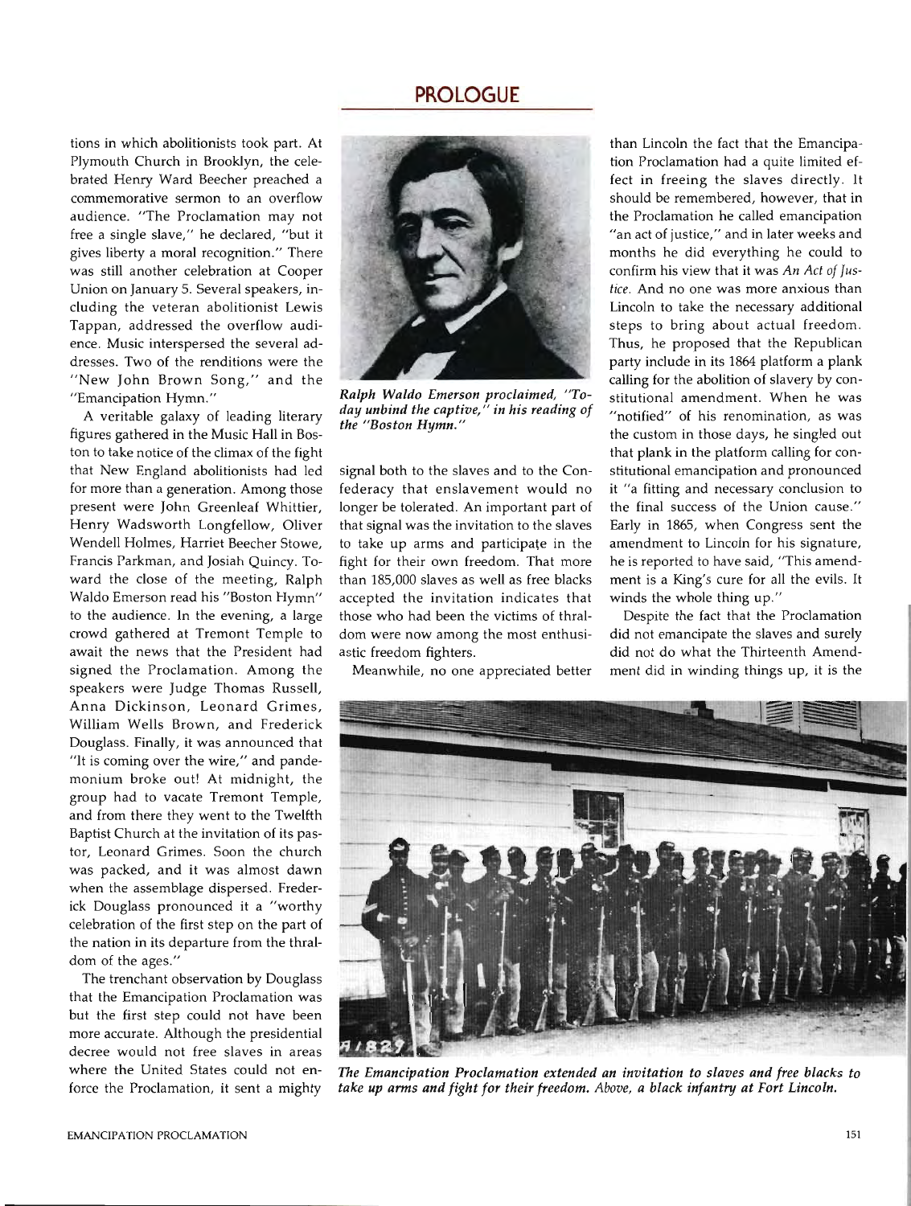tions in which abolitionists took part. At Plymouth Church in Brooklyn, the celebrated Henry Ward Beecher preached a commemorative sermon to an overflow audience. "The Proclamation may not free a single slave," he declared, "but it gives liberty a moral recognition." There was still another celebration at Cooper Union on January 5. Several speakers, including the veteran abolitionist Lewis Tappan, addressed the overflow audience. Music interspersed the several addresses. Two of the renditions were the "New John Brown Song," and the "Emancipation Hymn."

A veritable galaxy of leading literary figures gathered in the Music Hall in Boston to take notice of the climax of the fight that New England abolitionists had led for more than a generation. Among those present were John Greenleaf Whittier, Henry Wadsworth Longfellow, Oliver Wendell Holmes, Harriet Beecher Stowe, Francis Parkman, and Josiah Quincy. Toward the close of the meeting, Ralph Waldo Emerson read his "Boston Hymn" to the audience. In the evening, a large crowd gathered at Tremont Temple to await the news that the President had signed the Proclamation. Among the speakers were Judge Thomas Russell, Anna Dickinson, Leonard Grimes, William Wells Brown, and Frederick Douglass. Finally, it was announced that "It is coming over the wire," and pandemonium broke out! At midnight, the group had to vacate Tremont Temple, and from there they went to the Twelfth Baptist Church at the invitation of its pastor, Leonard Grimes. Soon the church was packed, and it was almost dawn when the assemblage dispersed. Frederick Douglass pronounced it a "worthy celebration of the first step on the part of the nation in its departure from the thraldom of the ages."

The trenchant observation by Douglass that the Emancipation Proclamation was but the first step could not have been more accurate. Although the presidential decree would not free slaves in areas where the United States could not enforce the Proclamation, it sent a mighty signal both to the slaves and to the Confederacy that enslavement would no longer be tolerated. An important part of that signal was the invitation to the slaves to take up arms and participate in the fight for their own freedom. That more than 185,000 slaves as well as free blacks accepted the invitation indicates that those who had been the victims of thraldom were now among the most enthusiastic freedom fighters.

*Ralph Waldo Emerson proclaimed, "Today unbind the captive," in his reading of the "Boston Hymn."*

Meanwhile, no one appreciated better than Lincoln the fact that the Emancipation Proclamation had a quite limited effect in freeing the slaves directly. It should be remembered, however, that in the Proclamation he called emancipation "an act of justice," and in later weeks and months he did everything he could to confirm his view that it was *An Act of Justice*. And no one was more anxious than Lincoln to take the necessary additional steps to bring about actual freedom. Thus, he proposed that the Republican party include in its 1864 platform a plank calling for the abolition of slavery by constitutional amendment. When he was "notified" of his renomination, as was the custom in those days, he singled out that plank in the platform calling for constitutional emancipation and pronounced it "a fitting and necessary conclusion to the final success of the Union cause." Early in 1865, when Congress sent the amendment to Lincoln for his signature, he is reported to have said, "This amendment is a King's cure for all the evils. It winds the whole thing up."

Despite the fact that the Proclamation did not emancipate the slaves and surely did not do what the Thirteenth Amendment did in winding things up, it is the

*The Emancipation Proclamation extended an invitation to slaves and free blacks to take up arms and fight for their freedom. Above, a black infantry at Fort Lincoln.*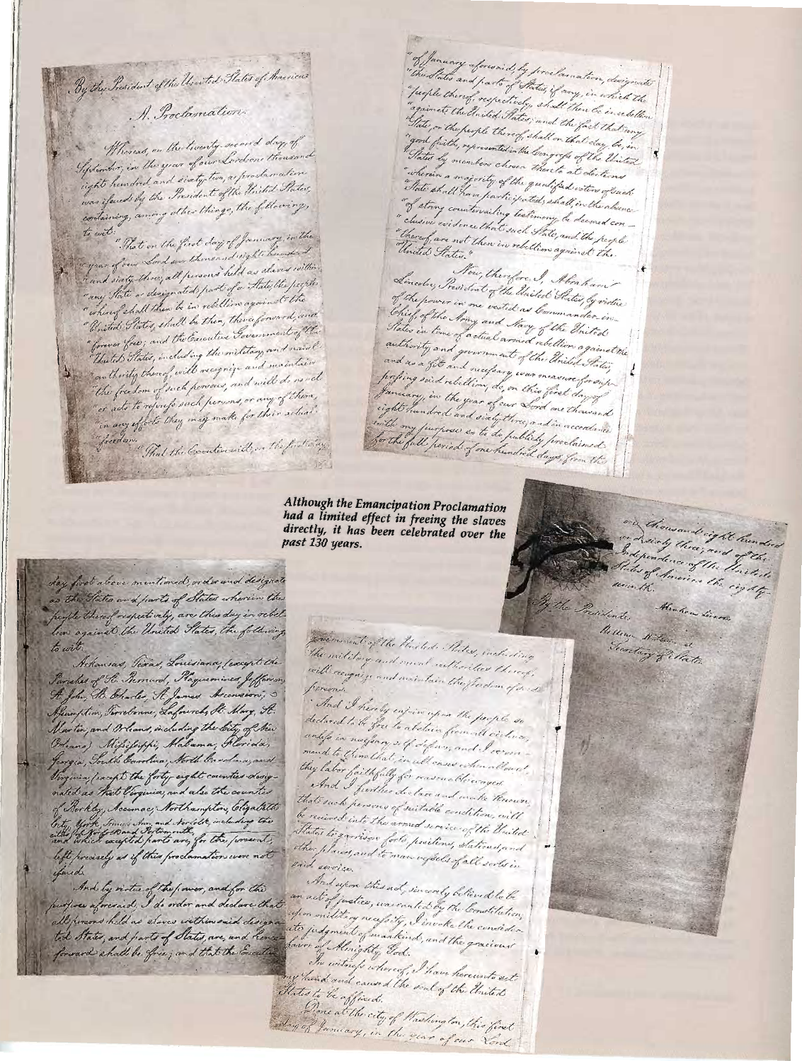***Although the Emancipation Proclamation had a limited effect in freeing the slaves directly, it has been celebrated over the past 130 years.***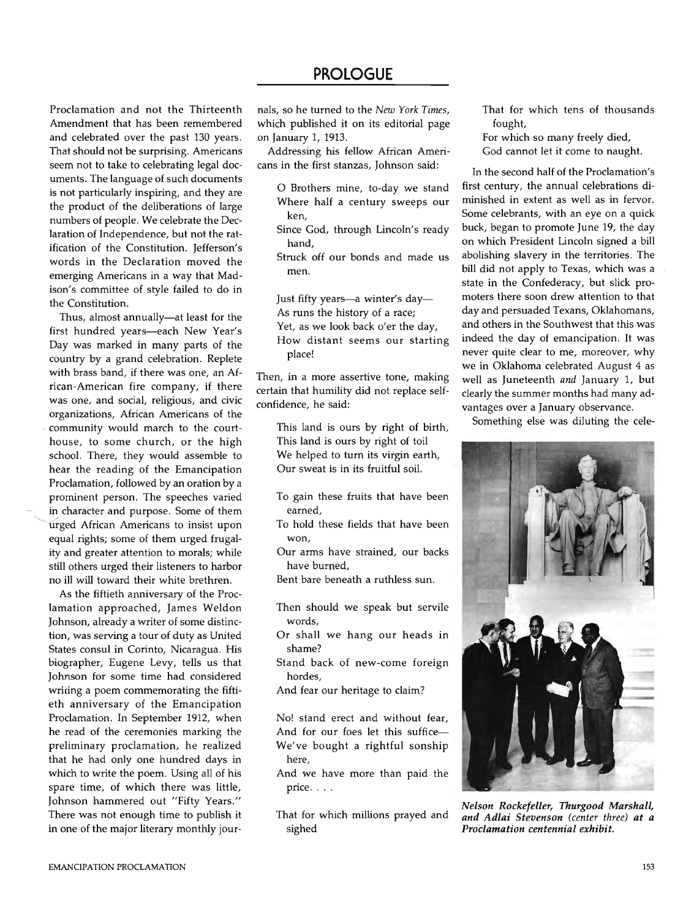Proclamation and not the Thirteenth Amendment that has been remembered and celebrated over the past 130 years. That should not be surprising. Americans seem not to take to celebrating legal documents. The language of such documents is not particularly inspiring, and they are the product of the deliberations of large numbers of people. We celebrate the Declaration of Independence, but not the ratification of the Constitution. Jefferson's words in the Declaration moved the emerging Americans in a way that Madison's committee of style failed to do in the Constitution.

Thus, almost annually—at least for the first hundred years—each New Year's Day was marked in many parts of the country by a grand celebration. Replete with brass band, if there was one, an African-American fire company, if there was one, and social, religious, and civic organizations, African Americans of the community would march to the courthouse, to some church, or the high school. There, they would assemble to hear the reading of the Emancipation Proclamation, followed by an oration by a prominent person. The speeches varied in character and purpose. Some of them urged African Americans to insist upon equal rights; some of them urged frugality and greater attention to morals; while still others urged their listeners to harbor no ill will toward their white brethren.

As the fiftieth anniversary of the Proclamation approached, James Weldon Johnson, already a writer of some distinction, was serving a tour of duty as United States consul in Corinto, Nicaragua. His biographer, Eugene Levy, tells us that Johnson for some time had considered writing a poem commemorating the fiftieth anniversary of the Emancipation Proclamation. In September 1912, when he read of the ceremonies marking the preliminary proclamation, he realized that he had only one hundred days in which to write the poem. Using all of his spare time, of which there was little, Johnson hammered out "Fifty Years." There was not enough time to publish it in one of the major literary monthly journals, so he turned to the *New York Times*, which published it on its editorial page on January 1, 1913.

Addressing his fellow African Americans in the first stanzas, Johnson said:

> O Brothers mine, to-day we stand
> Where half a century sweeps our ken,
> Since God, through Lincoln's ready hand,
> Struck off our bonds and made us men.
>
> Just fifty years—a winter's day—
> As runs the history of a race;
> Yet, as we look back o'er the day,
> How distant seems our starting place!

Then, in a more assertive tone, making certain that humility did not replace self-confidence, he said:

> This land is ours by right of birth,
> This land is ours by right of toil
> We helped to turn its virgin earth,
> Our sweat is in its fruitful soil.
>
> To gain these fruits that have been earned,
> To hold these fields that have been won,
> Our arms have strained, our backs have burned,
> Bent bare beneath a ruthless sun.
>
> Then should we speak but servile words,
> Or shall we hang our heads in shame?
> Stand back of new-come foreign hordes,
> And fear our heritage to claim?
>
> No! stand erect and without fear,
> And for our foes let this suffice—
> We've bought a rightful sonship here,
> And we have more than paid the price. . . .
>
> That for which millions prayed and sighed
> That for which tens of thousands fought,
> For which so many freely died,
> God cannot let it come to naught.

In the second half of the Proclamation's first century, the annual celebrations diminished in extent as well as in fervor. Some celebrants, with an eye on a quick buck, began to promote June 19, the day on which President Lincoln signed a bill abolishing slavery in the territories. The bill did not apply to Texas, which was a state in the Confederacy, but slick promoters there soon drew attention to that day and persuaded Texans, Oklahomans, and others in the Southwest that this was indeed the day of emancipation. It was never quite clear to me, moreover, why we in Oklahoma celebrated August 4 as well as Juneteenth *and* January 1, but clearly the summer months had many advantages over a January observance.

Something else was diluting the cele-

***Nelson Rockefeller, Thurgood Marshall, and Adlai Stevenson** (center three) **at a Proclamation centennial exhibit.***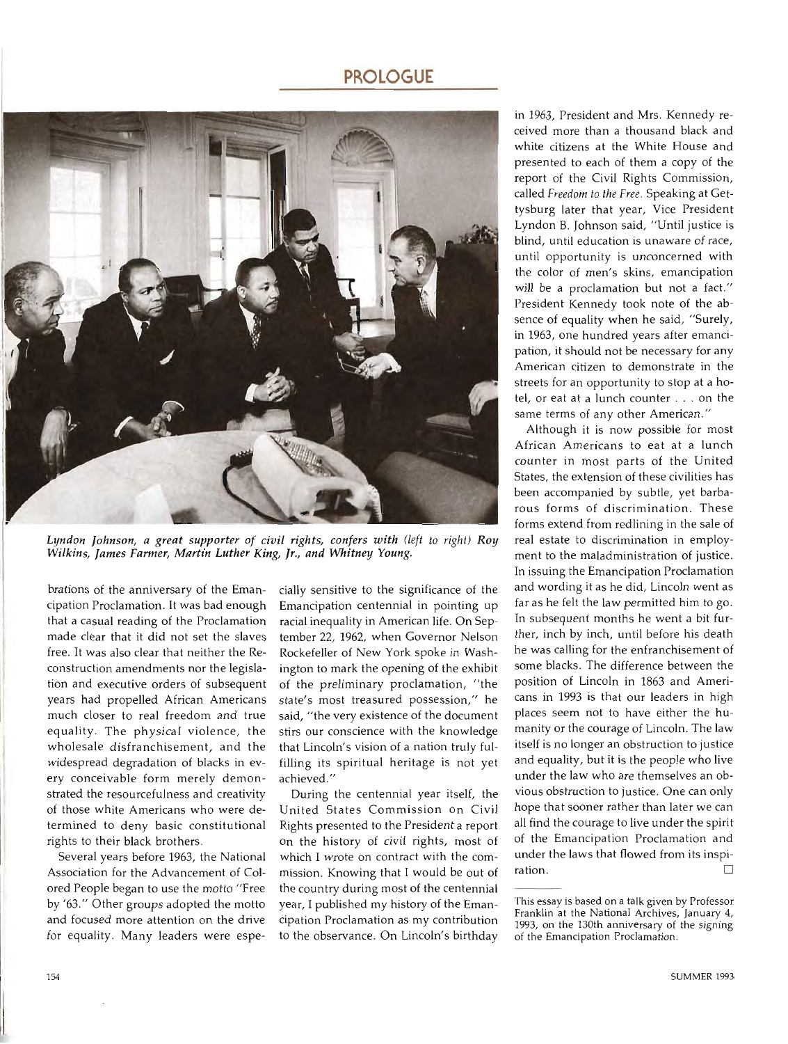## PROLOGUE

*Lyndon Johnson, a great supporter of civil rights, confers with (left to right) Roy Wilkins, James Farmer, Martin Luther King, Jr., and Whitney Young.*

brations of the anniversary of the Emancipation Proclamation. It was bad enough that a casual reading of the Proclamation made clear that it did not set the slaves free. It was also clear that neither the Reconstruction amendments nor the legislation and executive orders of subsequent years had propelled African Americans much closer to real freedom and true equality. The physical violence, the wholesale disfranchisement, and the widespread degradation of blacks in every conceivable form merely demonstrated the resourcefulness and creativity of those white Americans who were determined to deny basic constitutional rights to their black brothers.

Several years before 1963, the National Association for the Advancement of Colored People began to use the motto "Free by '63." Other groups adopted the motto and focused more attention on the drive for equality. Many leaders were especially sensitive to the significance of the Emancipation centennial in pointing up racial inequality in American life. On September 22, 1962, when Governor Nelson Rockefeller of New York spoke in Washington to mark the opening of the exhibit of the preliminary proclamation, "the state's most treasured possession," he said, "the very existence of the document stirs our conscience with the knowledge that Lincoln's vision of a nation truly fulfilling its spiritual heritage is not yet achieved."

During the centennial year itself, the United States Commission on Civil Rights presented to the President a report on the history of civil rights, most of which I wrote on contract with the commission. Knowing that I would be out of the country during most of the centennial year, I published my history of the Emancipation Proclamation as my contribution to the observance. On Lincoln's birthday in 1963, President and Mrs. Kennedy received more than a thousand black and white citizens at the White House and presented to each of them a copy of the report of the Civil Rights Commission, called *Freedom to the Free*. Speaking at Gettysburg later that year, Vice President Lyndon B. Johnson said, "Until justice is blind, until education is unaware of race, until opportunity is unconcerned with the color of men's skins, emancipation will be a proclamation but not a fact." President Kennedy took note of the absence of equality when he said, "Surely, in 1963, one hundred years after emancipation, it should not be necessary for any American citizen to demonstrate in the streets for an opportunity to stop at a hotel, or eat at a lunch counter . . . on the same terms of any other American."

Although it is now possible for most African Americans to eat at a lunch counter in most parts of the United States, the extension of these civilities has been accompanied by subtle, yet barbarous forms of discrimination. These forms extend from redlining in the sale of real estate to discrimination in employment to the maladministration of justice. In issuing the Emancipation Proclamation and wording it as he did, Lincoln went as far as he felt the law permitted him to go. In subsequent months he went a bit further, inch by inch, until before his death he was calling for the enfranchisement of some blacks. The difference between the position of Lincoln in 1863 and Americans in 1993 is that our leaders in high places seem not to have either the humanity or the courage of Lincoln. The law itself is no longer an obstruction to justice and equality, but it is the people who live under the law who are themselves an obvious obstruction to justice. One can only hope that sooner rather than later we can all find the courage to live under the spirit of the Emancipation Proclamation and under the laws that flowed from its inspiration. □

---

This essay is based on a talk given by Professor Franklin at the National Archives, January 4, 1993, on the 130th anniversary of the signing of the Emancipation Proclamation.